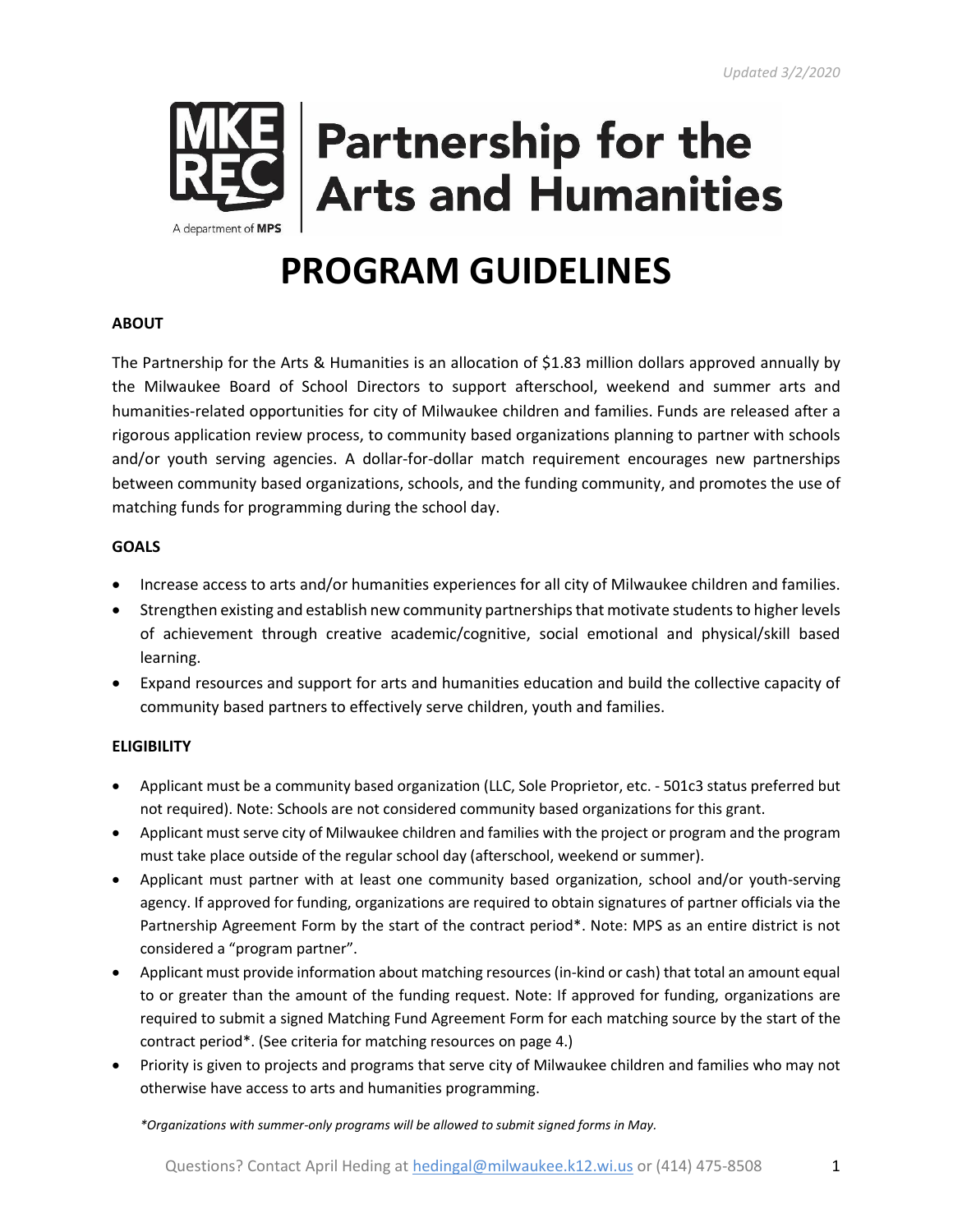*Updated 3/2/2020*

# Partnership for the Arts and Humanities

A department of MPS

# PROGRAM GUIDELINES

**ABOUT**

The Partnership for the Arts & Humanities is an allocation of $1.83 million dollars approved annually by the Milwaukee Board of School Directors to support afterschool, weekend and summer arts and humanities-related opportunities for city of Milwaukee children and families. Funds are released after a rigorous application review process, to community based organizations planning to partner with schools and/or youth serving agencies. A dollar-for-dollar match requirement encourages new partnerships between community based organizations, schools, and the funding community, and promotes the use of matching funds for programming during the school day.

**GOALS**

- Increase access to arts and/or humanities experiences for all city of Milwaukee children and families.
- Strengthen existing and establish new community partnerships that motivate students to higher levels of achievement through creative academic/cognitive, social emotional and physical/skill based learning.
- Expand resources and support for arts and humanities education and build the collective capacity of community based partners to effectively serve children, youth and families.

**ELIGIBILITY**

- Applicant must be a community based organization (LLC, Sole Proprietor, etc. - 501c3 status preferred but not required). Note: Schools are not considered community based organizations for this grant.
- Applicant must serve city of Milwaukee children and families with the project or program and the program must take place outside of the regular school day (afterschool, weekend or summer).
- Applicant must partner with at least one community based organization, school and/or youth-serving agency. If approved for funding, organizations are required to obtain signatures of partner officials via the Partnership Agreement Form by the start of the contract period*. Note: MPS as an entire district is not considered a "program partner".
- Applicant must provide information about matching resources (in-kind or cash) that total an amount equal to or greater than the amount of the funding request. Note: If approved for funding, organizations are required to submit a signed Matching Fund Agreement Form for each matching source by the start of the contract period*. (See criteria for matching resources on page 4.)
- Priority is given to projects and programs that serve city of Milwaukee children and families who may not otherwise have access to arts and humanities programming.

*\*Organizations with summer-only programs will be allowed to submit signed forms in May.*

Questions? Contact April Heding at hedingal@milwaukee.k12.wi.us or (414) 475-8508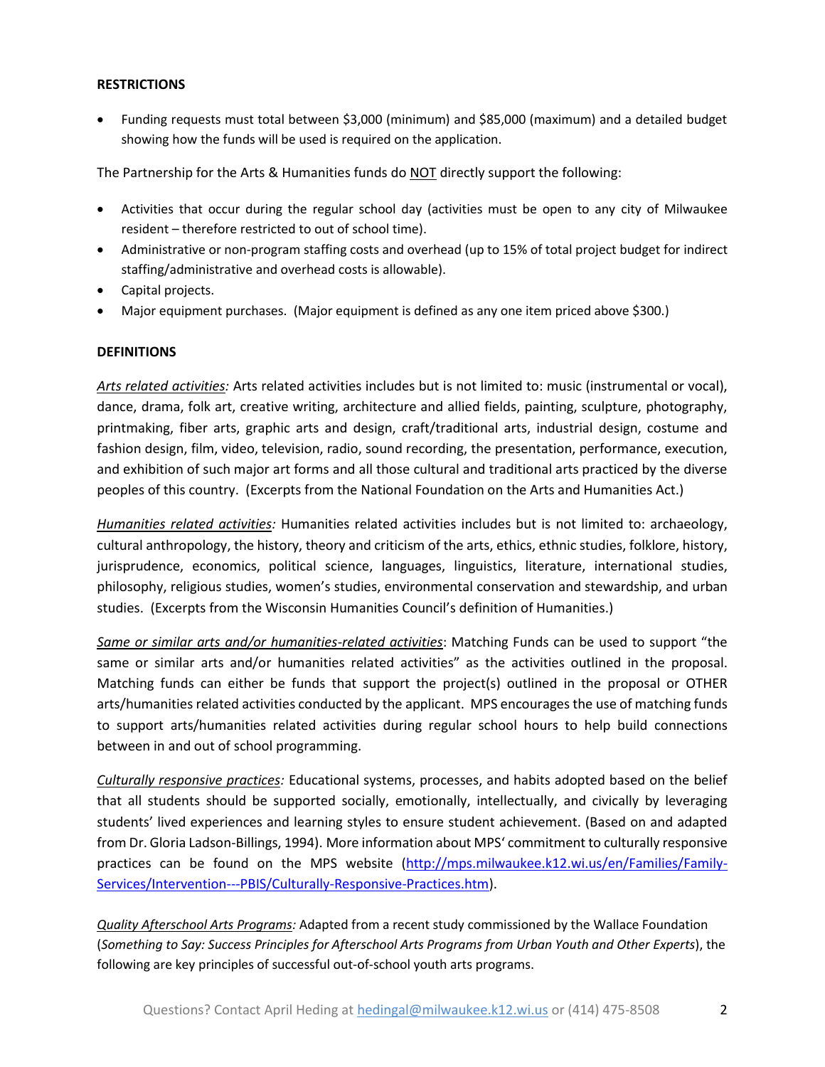## RESTRICTIONS

- Funding requests must total between $3,000 (minimum) and $85,000 (maximum) and a detailed budget showing how the funds will be used is required on the application.

The Partnership for the Arts & Humanities funds do NOT directly support the following:

- Activities that occur during the regular school day (activities must be open to any city of Milwaukee resident – therefore restricted to out of school time).
- Administrative or non-program staffing costs and overhead (up to 15% of total project budget for indirect staffing/administrative and overhead costs is allowable).
- Capital projects.
- Major equipment purchases. (Major equipment is defined as any one item priced above $300.)

## DEFINITIONS

*Arts related activities:* Arts related activities includes but is not limited to: music (instrumental or vocal), dance, drama, folk art, creative writing, architecture and allied fields, painting, sculpture, photography, printmaking, fiber arts, graphic arts and design, craft/traditional arts, industrial design, costume and fashion design, film, video, television, radio, sound recording, the presentation, performance, execution, and exhibition of such major art forms and all those cultural and traditional arts practiced by the diverse peoples of this country. (Excerpts from the National Foundation on the Arts and Humanities Act.)

*Humanities related activities:* Humanities related activities includes but is not limited to: archaeology, cultural anthropology, the history, theory and criticism of the arts, ethics, ethnic studies, folklore, history, jurisprudence, economics, political science, languages, linguistics, literature, international studies, philosophy, religious studies, women's studies, environmental conservation and stewardship, and urban studies. (Excerpts from the Wisconsin Humanities Council's definition of Humanities.)

*Same or similar arts and/or humanities-related activities*: Matching Funds can be used to support "the same or similar arts and/or humanities related activities" as the activities outlined in the proposal. Matching funds can either be funds that support the project(s) outlined in the proposal or OTHER arts/humanities related activities conducted by the applicant. MPS encourages the use of matching funds to support arts/humanities related activities during regular school hours to help build connections between in and out of school programming.

*Culturally responsive practices:* Educational systems, processes, and habits adopted based on the belief that all students should be supported socially, emotionally, intellectually, and civically by leveraging students' lived experiences and learning styles to ensure student achievement. (Based on and adapted from Dr. Gloria Ladson-Billings, 1994). More information about MPS' commitment to culturally responsive practices can be found on the MPS website (http://mps.milwaukee.k12.wi.us/en/Families/Family-Services/Intervention---PBIS/Culturally-Responsive-Practices.htm).

*Quality Afterschool Arts Programs:* Adapted from a recent study commissioned by the Wallace Foundation (*Something to Say: Success Principles for Afterschool Arts Programs from Urban Youth and Other Experts*), the following are key principles of successful out-of-school youth arts programs.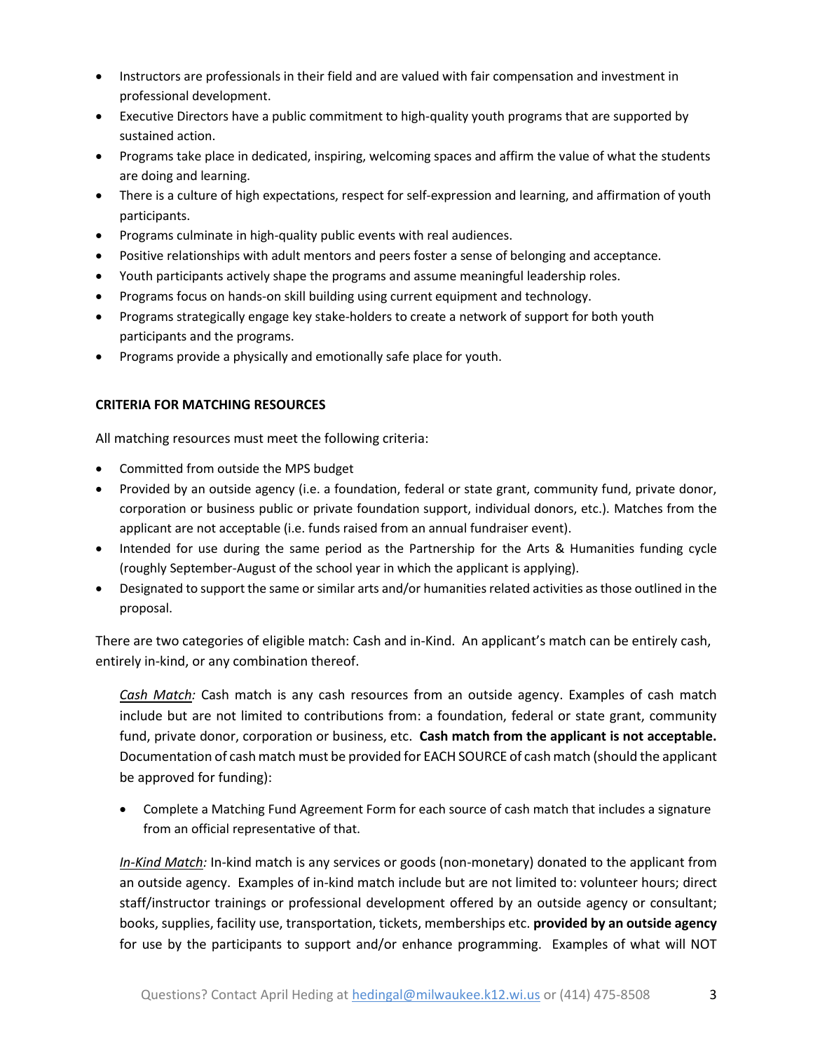- Instructors are professionals in their field and are valued with fair compensation and investment in professional development.
- Executive Directors have a public commitment to high-quality youth programs that are supported by sustained action.
- Programs take place in dedicated, inspiring, welcoming spaces and affirm the value of what the students are doing and learning.
- There is a culture of high expectations, respect for self-expression and learning, and affirmation of youth participants.
- Programs culminate in high-quality public events with real audiences.
- Positive relationships with adult mentors and peers foster a sense of belonging and acceptance.
- Youth participants actively shape the programs and assume meaningful leadership roles.
- Programs focus on hands-on skill building using current equipment and technology.
- Programs strategically engage key stake-holders to create a network of support for both youth participants and the programs.
- Programs provide a physically and emotionally safe place for youth.

**CRITERIA FOR MATCHING RESOURCES**

All matching resources must meet the following criteria:

- Committed from outside the MPS budget
- Provided by an outside agency (i.e. a foundation, federal or state grant, community fund, private donor, corporation or business public or private foundation support, individual donors, etc.). Matches from the applicant are not acceptable (i.e. funds raised from an annual fundraiser event).
- Intended for use during the same period as the Partnership for the Arts & Humanities funding cycle (roughly September-August of the school year in which the applicant is applying).
- Designated to support the same or similar arts and/or humanities related activities as those outlined in the proposal.

There are two categories of eligible match: Cash and in-Kind. An applicant's match can be entirely cash, entirely in-kind, or any combination thereof.

*Cash Match:* Cash match is any cash resources from an outside agency. Examples of cash match include but are not limited to contributions from: a foundation, federal or state grant, community fund, private donor, corporation or business, etc. **Cash match from the applicant is not acceptable.** Documentation of cash match must be provided for EACH SOURCE of cash match (should the applicant be approved for funding):

- Complete a Matching Fund Agreement Form for each source of cash match that includes a signature from an official representative of that.

*In-Kind Match:* In-kind match is any services or goods (non-monetary) donated to the applicant from an outside agency. Examples of in-kind match include but are not limited to: volunteer hours; direct staff/instructor trainings or professional development offered by an outside agency or consultant; books, supplies, facility use, transportation, tickets, memberships etc. **provided by an outside agency** for use by the participants to support and/or enhance programming. Examples of what will NOT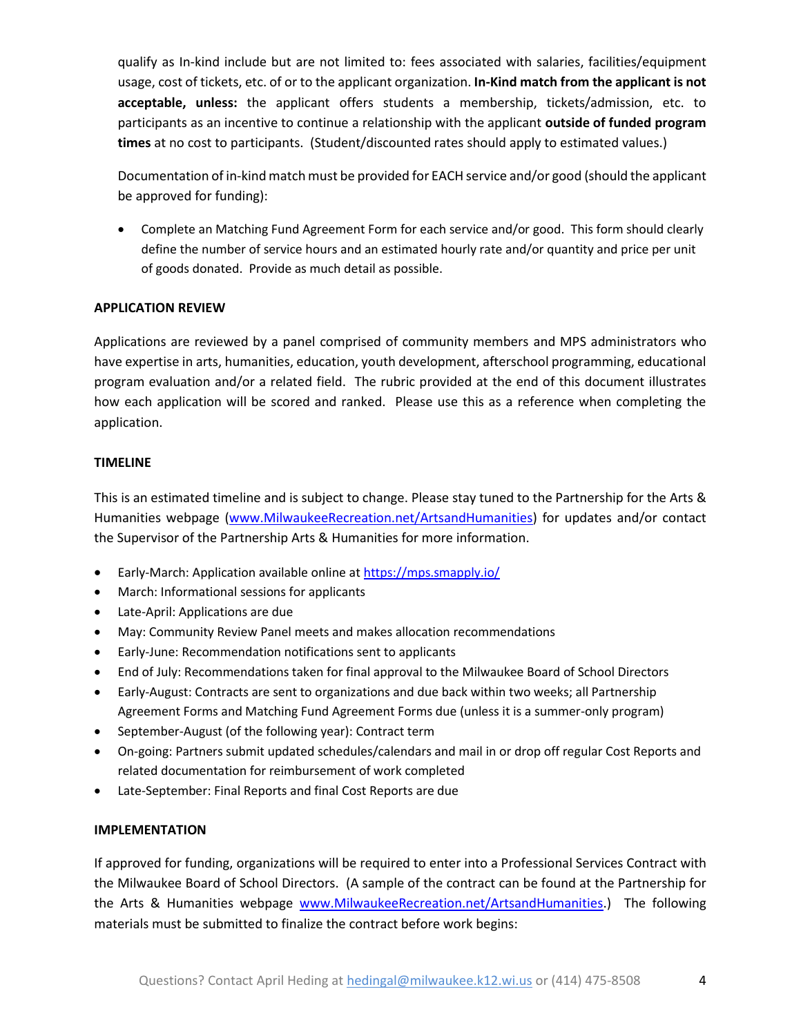qualify as In-kind include but are not limited to: fees associated with salaries, facilities/equipment usage, cost of tickets, etc. of or to the applicant organization. **In-Kind match from the applicant is not acceptable, unless:** the applicant offers students a membership, tickets/admission, etc. to participants as an incentive to continue a relationship with the applicant **outside of funded program times** at no cost to participants. (Student/discounted rates should apply to estimated values.)

Documentation of in-kind match must be provided for EACH service and/or good (should the applicant be approved for funding):

- Complete an Matching Fund Agreement Form for each service and/or good. This form should clearly define the number of service hours and an estimated hourly rate and/or quantity and price per unit of goods donated. Provide as much detail as possible.

**APPLICATION REVIEW**

Applications are reviewed by a panel comprised of community members and MPS administrators who have expertise in arts, humanities, education, youth development, afterschool programming, educational program evaluation and/or a related field. The rubric provided at the end of this document illustrates how each application will be scored and ranked. Please use this as a reference when completing the application.

**TIMELINE**

This is an estimated timeline and is subject to change. Please stay tuned to the Partnership for the Arts & Humanities webpage (www.MilwaukeeRecreation.net/ArtsandHumanities) for updates and/or contact the Supervisor of the Partnership Arts & Humanities for more information.

- Early-March: Application available online at https://mps.smapply.io/
- March: Informational sessions for applicants
- Late-April: Applications are due
- May: Community Review Panel meets and makes allocation recommendations
- Early-June: Recommendation notifications sent to applicants
- End of July: Recommendations taken for final approval to the Milwaukee Board of School Directors
- Early-August: Contracts are sent to organizations and due back within two weeks; all Partnership Agreement Forms and Matching Fund Agreement Forms due (unless it is a summer-only program)
- September-August (of the following year): Contract term
- On-going: Partners submit updated schedules/calendars and mail in or drop off regular Cost Reports and related documentation for reimbursement of work completed
- Late-September: Final Reports and final Cost Reports are due

**IMPLEMENTATION**

If approved for funding, organizations will be required to enter into a Professional Services Contract with the Milwaukee Board of School Directors. (A sample of the contract can be found at the Partnership for the Arts & Humanities webpage www.MilwaukeeRecreation.net/ArtsandHumanities.) The following materials must be submitted to finalize the contract before work begins: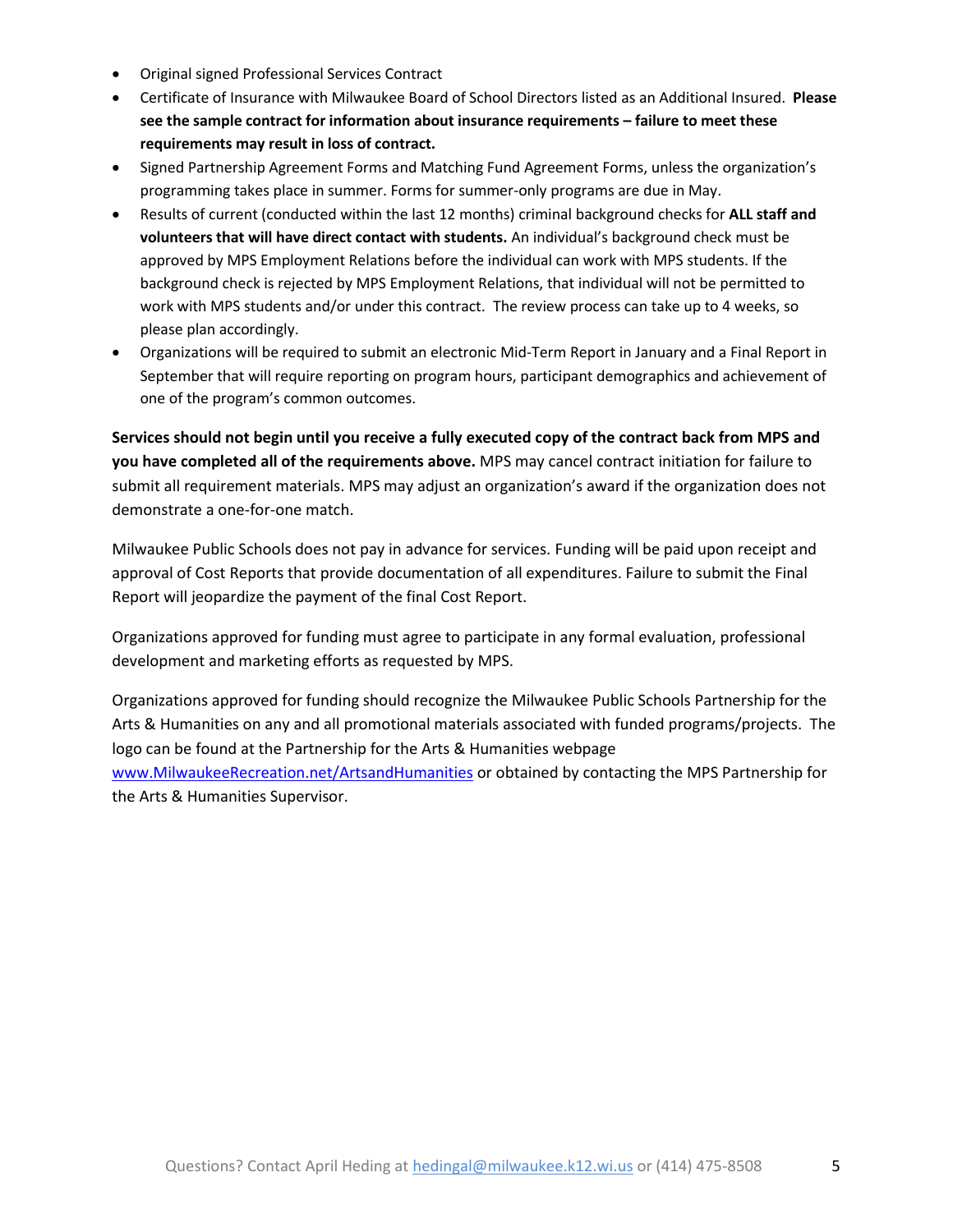- Original signed Professional Services Contract
- Certificate of Insurance with Milwaukee Board of School Directors listed as an Additional Insured. **Please see the sample contract for information about insurance requirements – failure to meet these requirements may result in loss of contract.**
- Signed Partnership Agreement Forms and Matching Fund Agreement Forms, unless the organization's programming takes place in summer. Forms for summer-only programs are due in May.
- Results of current (conducted within the last 12 months) criminal background checks for **ALL staff and volunteers that will have direct contact with students.** An individual's background check must be approved by MPS Employment Relations before the individual can work with MPS students. If the background check is rejected by MPS Employment Relations, that individual will not be permitted to work with MPS students and/or under this contract. The review process can take up to 4 weeks, so please plan accordingly.
- Organizations will be required to submit an electronic Mid-Term Report in January and a Final Report in September that will require reporting on program hours, participant demographics and achievement of one of the program's common outcomes.

**Services should not begin until you receive a fully executed copy of the contract back from MPS and you have completed all of the requirements above.** MPS may cancel contract initiation for failure to submit all requirement materials. MPS may adjust an organization's award if the organization does not demonstrate a one-for-one match.

Milwaukee Public Schools does not pay in advance for services. Funding will be paid upon receipt and approval of Cost Reports that provide documentation of all expenditures. Failure to submit the Final Report will jeopardize the payment of the final Cost Report.

Organizations approved for funding must agree to participate in any formal evaluation, professional development and marketing efforts as requested by MPS.

Organizations approved for funding should recognize the Milwaukee Public Schools Partnership for the Arts & Humanities on any and all promotional materials associated with funded programs/projects. The logo can be found at the Partnership for the Arts & Humanities webpage [www.MilwaukeeRecreation.net/ArtsandHumanities](http://www.MilwaukeeRecreation.net/ArtsandHumanities) or obtained by contacting the MPS Partnership for the Arts & Humanities Supervisor.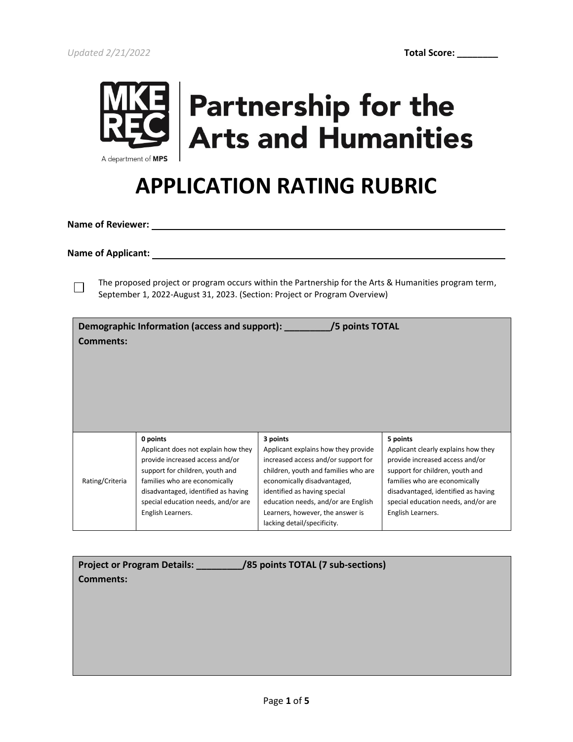Updated 2/21/2022

**Total Score: ________**

Partnership for the Arts and Humanities

# APPLICATION RATING RUBRIC

**Name of Reviewer:** ____________________

**Name of Applicant:** ____________________

☐ The proposed project or program occurs within the Partnership for the Arts & Humanities program term, September 1, 2022-August 31, 2023. (Section: Project or Program Overview)

| **Demographic Information (access and support): _________/5 points TOTAL**<br>**Comments:** | | | |
|---|---|---|---|
| Rating/Criteria | **0 points**<br>Applicant does not explain how they provide increased access and/or support for children, youth and families who are economically disadvantaged, identified as having special education needs, and/or are English Learners. | **3 points**<br>Applicant explains how they provide increased access and/or support for children, youth and families who are economically disadvantaged, identified as having special education needs, and/or are English Learners, however, the answer is lacking detail/specificity. | **5 points**<br>Applicant clearly explains how they provide increased access and/or support for children, youth and families who are economically disadvantaged, identified as having special education needs, and/or are English Learners. |

| **Project or Program Details: _________/85 points TOTAL (7 sub-sections)**<br>**Comments:** |
|---|
| |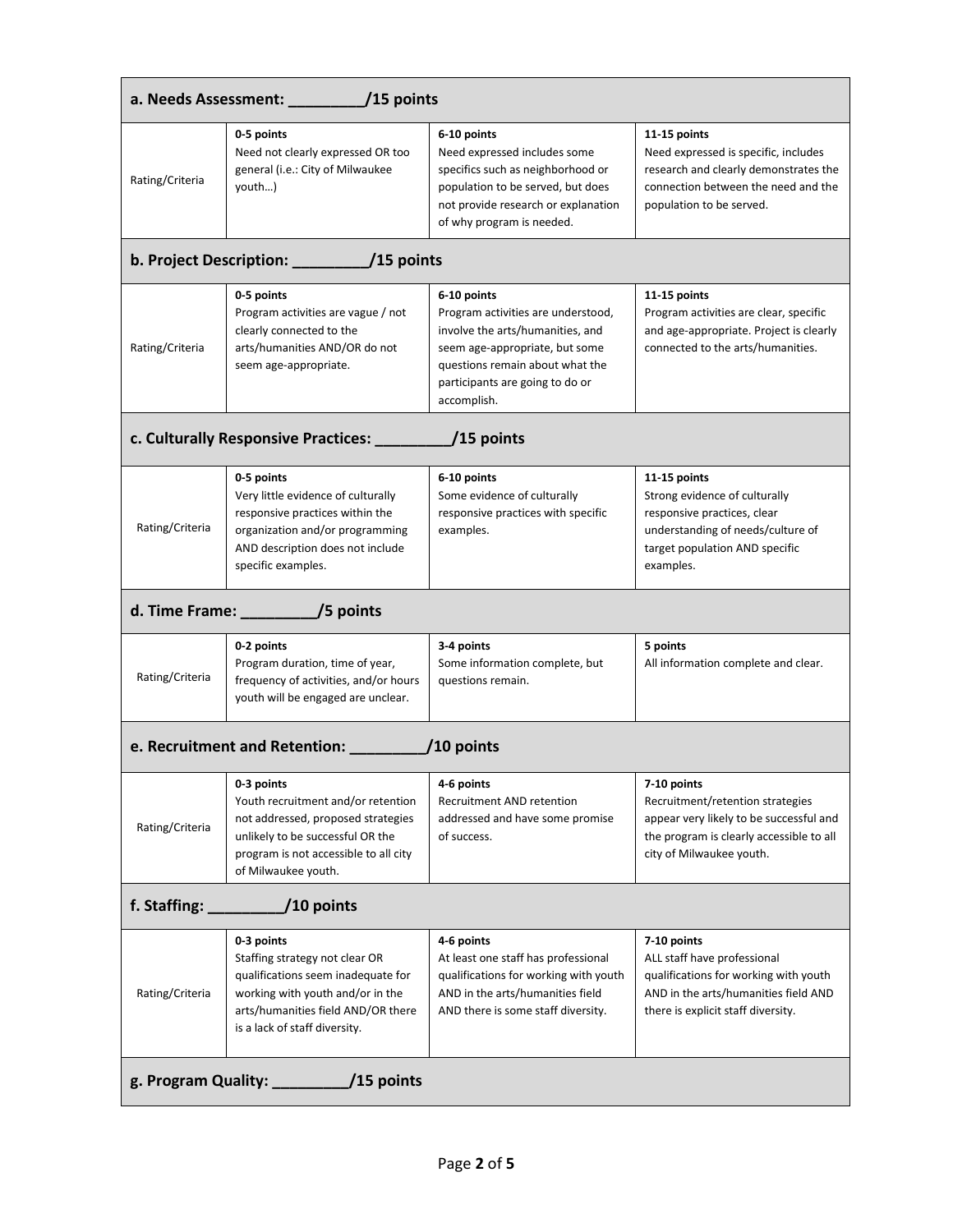| a. Needs Assessment: _________/15 points | | | |
|---|---|---|---|
| Rating/Criteria | **0-5 points**<br>Need not clearly expressed OR too general (i.e.: City of Milwaukee youth…) | **6-10 points**<br>Need expressed includes some specifics such as neighborhood or population to be served, but does not provide research or explanation of why program is needed. | **11-15 points**<br>Need expressed is specific, includes research and clearly demonstrates the connection between the need and the population to be served. |
| **b. Project Description: _________/15 points** | | | |
| Rating/Criteria | **0-5 points**<br>Program activities are vague / not clearly connected to the arts/humanities AND/OR do not seem age-appropriate. | **6-10 points**<br>Program activities are understood, involve the arts/humanities, and seem age-appropriate, but some questions remain about what the participants are going to do or accomplish. | **11-15 points**<br>Program activities are clear, specific and age-appropriate. Project is clearly connected to the arts/humanities. |
| **c. Culturally Responsive Practices: _________/15 points** | | | |
| Rating/Criteria | **0-5 points**<br>Very little evidence of culturally responsive practices within the organization and/or programming AND description does not include specific examples. | **6-10 points**<br>Some evidence of culturally responsive practices with specific examples. | **11-15 points**<br>Strong evidence of culturally responsive practices, clear understanding of needs/culture of target population AND specific examples. |
| **d. Time Frame: _________/5 points** | | | |
| Rating/Criteria | **0-2 points**<br>Program duration, time of year, frequency of activities, and/or hours youth will be engaged are unclear. | **3-4 points**<br>Some information complete, but questions remain. | **5 points**<br>All information complete and clear. |
| **e. Recruitment and Retention: _________/10 points** | | | |
| Rating/Criteria | **0-3 points**<br>Youth recruitment and/or retention not addressed, proposed strategies unlikely to be successful OR the program is not accessible to all city of Milwaukee youth. | **4-6 points**<br>Recruitment AND retention addressed and have some promise of success. | **7-10 points**<br>Recruitment/retention strategies appear very likely to be successful and the program is clearly accessible to all city of Milwaukee youth. |
| **f. Staffing: _________/10 points** | | | |
| Rating/Criteria | **0-3 points**<br>Staffing strategy not clear OR qualifications seem inadequate for working with youth and/or in the arts/humanities field AND/OR there is a lack of staff diversity. | **4-6 points**<br>At least one staff has professional qualifications for working with youth AND in the arts/humanities field AND there is some staff diversity. | **7-10 points**<br>ALL staff have professional qualifications for working with youth AND in the arts/humanities field AND there is explicit staff diversity. |
| **g. Program Quality: _________/15 points** | | | |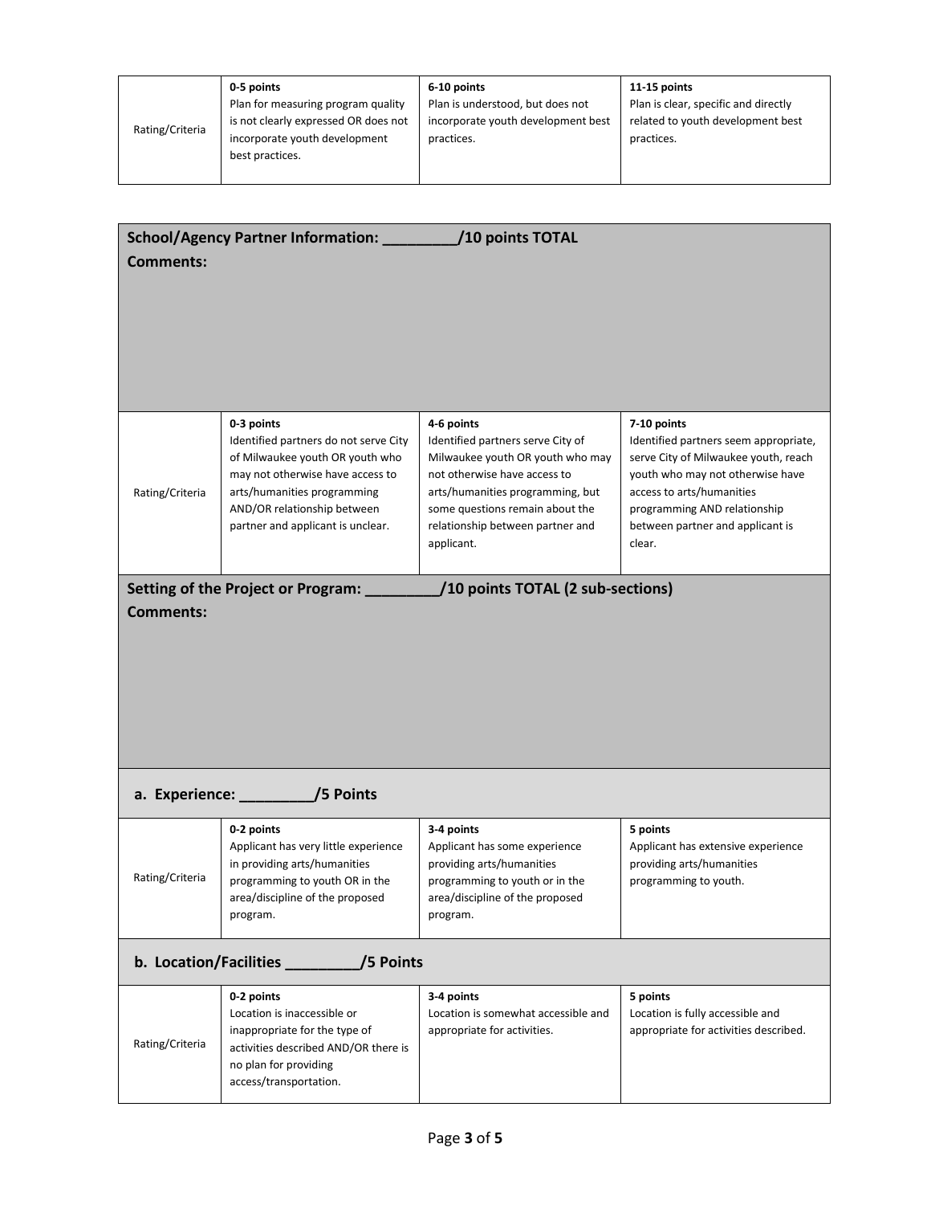| Rating/Criteria | **0-5 points**<br>Plan for measuring program quality is not clearly expressed OR does not incorporate youth development best practices. | **6-10 points**<br>Plan is understood, but does not incorporate youth development best practices. | **11-15 points**<br>Plan is clear, specific and directly related to youth development best practices. |
|---|---|---|---|

**School/Agency Partner Information: ________/10 points TOTAL**

**Comments:**

| Rating/Criteria | **0-3 points**<br>Identified partners do not serve City of Milwaukee youth OR youth who may not otherwise have access to arts/humanities programming AND/OR relationship between partner and applicant is unclear. | **4-6 points**<br>Identified partners serve City of Milwaukee youth OR youth who may not otherwise have access to arts/humanities programming, but some questions remain about the relationship between partner and applicant. | **7-10 points**<br>Identified partners seem appropriate, serve City of Milwaukee youth, reach youth who may not otherwise have access to arts/humanities programming AND relationship between partner and applicant is clear. |
|---|---|---|---|

**Setting of the Project or Program: ________/10 points TOTAL (2 sub-sections)**

**Comments:**

**a. Experience: ________/5 Points**

| Rating/Criteria | **0-2 points**<br>Applicant has very little experience in providing arts/humanities programming to youth OR in the area/discipline of the proposed program. | **3-4 points**<br>Applicant has some experience providing arts/humanities programming to youth or in the area/discipline of the proposed program. | **5 points**<br>Applicant has extensive experience providing arts/humanities programming to youth. |
|---|---|---|---|

**b. Location/Facilities ________/5 Points**

| Rating/Criteria | **0-2 points**<br>Location is inaccessible or inappropriate for the type of activities described AND/OR there is no plan for providing access/transportation. | **3-4 points**<br>Location is somewhat accessible and appropriate for activities. | **5 points**<br>Location is fully accessible and appropriate for activities described. |
|---|---|---|---|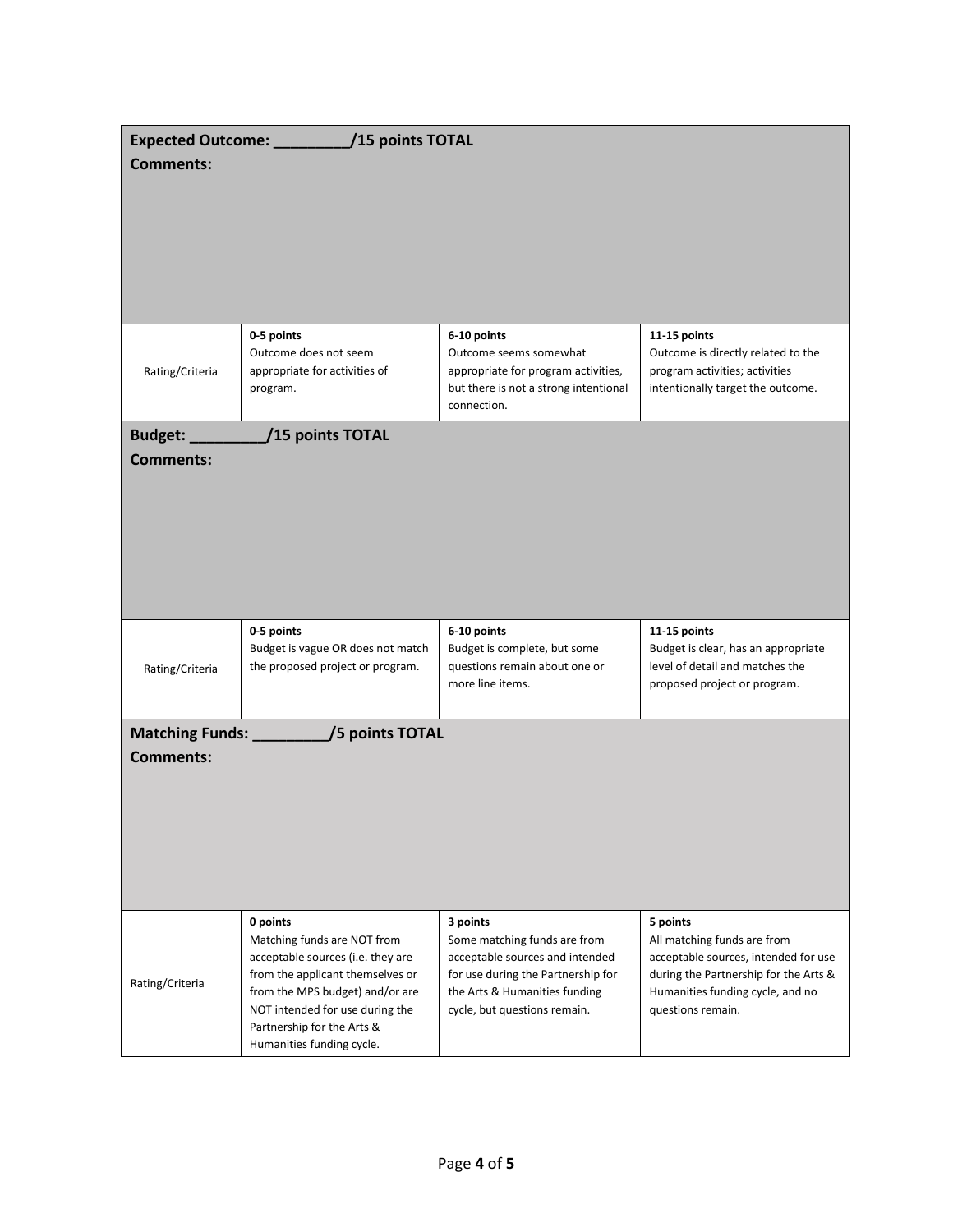| **Expected Outcome: _________/15 points TOTAL**<br>**Comments:** | | | |
|---|---|---|---|
| Rating/Criteria | **0-5 points**<br>Outcome does not seem appropriate for activities of program. | **6-10 points**<br>Outcome seems somewhat appropriate for program activities, but there is not a strong intentional connection. | **11-15 points**<br>Outcome is directly related to the program activities; activities intentionally target the outcome. |
| **Budget: _________/15 points TOTAL**<br>**Comments:** | | | |
| Rating/Criteria | **0-5 points**<br>Budget is vague OR does not match the proposed project or program. | **6-10 points**<br>Budget is complete, but some questions remain about one or more line items. | **11-15 points**<br>Budget is clear, has an appropriate level of detail and matches the proposed project or program. |
| **Matching Funds: _________/5 points TOTAL**<br>**Comments:** | | | |
| Rating/Criteria | **0 points**<br>Matching funds are NOT from acceptable sources (i.e. they are from the applicant themselves or from the MPS budget) and/or are NOT intended for use during the Partnership for the Arts & Humanities funding cycle. | **3 points**<br>Some matching funds are from acceptable sources and intended for use during the Partnership for the Arts & Humanities funding cycle, but questions remain. | **5 points**<br>All matching funds are from acceptable sources, intended for use during the Partnership for the Arts & Humanities funding cycle, and no questions remain. |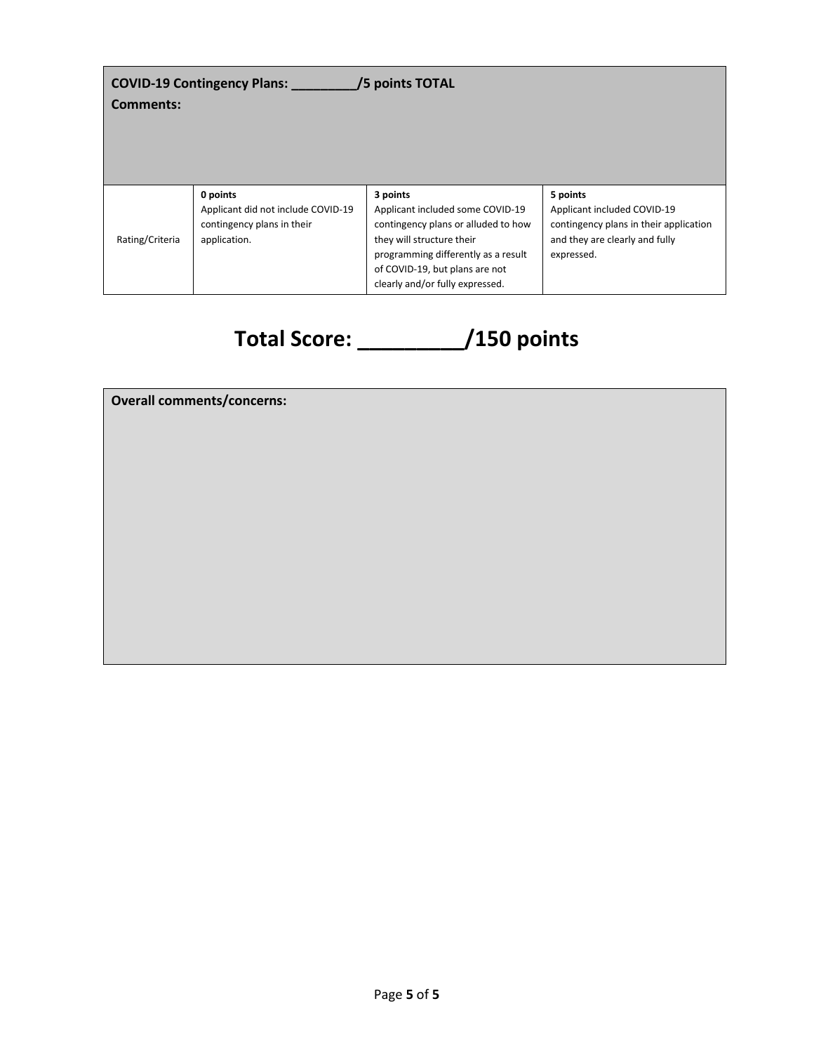**COVID-19 Contingency Plans: _________/5 points TOTAL**

**Comments:**

| | | | |
|---|---|---|---|
| Rating/Criteria | **0 points**<br>Applicant did not include COVID-19 contingency plans in their application. | **3 points**<br>Applicant included some COVID-19 contingency plans or alluded to how they will structure their programming differently as a result of COVID-19, but plans are not clearly and/or fully expressed. | **5 points**<br>Applicant included COVID-19 contingency plans in their application and they are clearly and fully expressed. |

# Total Score: _________/150 points

**Overall comments/concerns:**